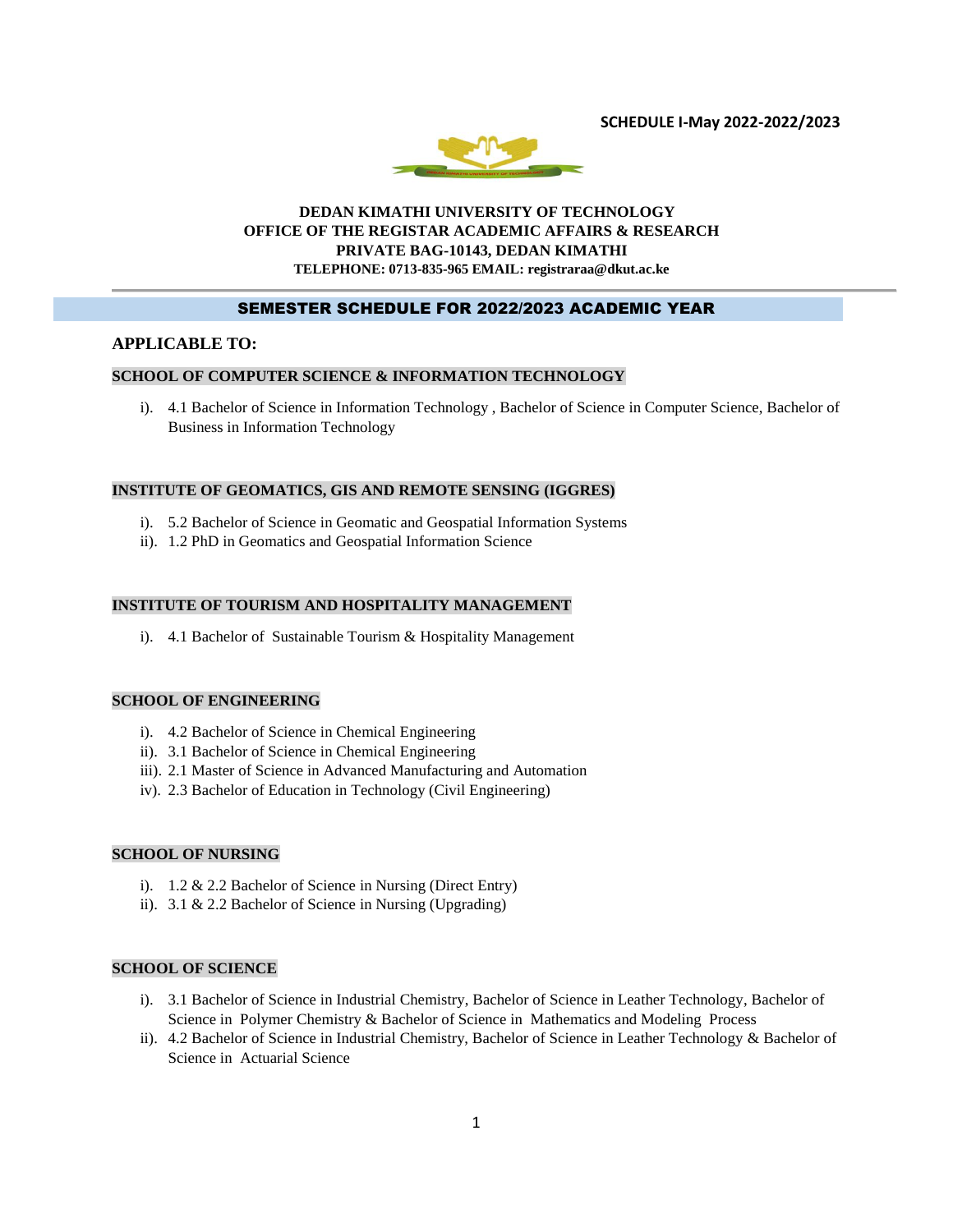**SCHEDULE I-May 2022-2022/2023**

**DEDAN KIMATHI UNIVERSITY OF TECHNOLOGY**
**OFFICE OF THE REGISTAR ACADEMIC AFFAIRS & RESEARCH**
**PRIVATE BAG-10143, DEDAN KIMATHI**
**TELEPHONE: 0713-835-965 EMAIL: registraraa@dkut.ac.ke**

## SEMESTER SCHEDULE FOR 2022/2023 ACADEMIC YEAR

### APPLICABLE TO:

**SCHOOL OF COMPUTER SCIENCE & INFORMATION TECHNOLOGY**

i). 4.1 Bachelor of Science in Information Technology , Bachelor of Science in Computer Science, Bachelor of Business in Information Technology

**INSTITUTE OF GEOMATICS, GIS AND REMOTE SENSING (IGGRES)**

i). 5.2 Bachelor of Science in Geomatic and Geospatial Information Systems
ii). 1.2 PhD in Geomatics and Geospatial Information Science

**INSTITUTE OF TOURISM AND HOSPITALITY MANAGEMENT**

i). 4.1 Bachelor of Sustainable Tourism & Hospitality Management

**SCHOOL OF ENGINEERING**

i). 4.2 Bachelor of Science in Chemical Engineering
ii). 3.1 Bachelor of Science in Chemical Engineering
iii). 2.1 Master of Science in Advanced Manufacturing and Automation
iv). 2.3 Bachelor of Education in Technology (Civil Engineering)

**SCHOOL OF NURSING**

i). 1.2 & 2.2 Bachelor of Science in Nursing (Direct Entry)
ii). 3.1 & 2.2 Bachelor of Science in Nursing (Upgrading)

**SCHOOL OF SCIENCE**

i). 3.1 Bachelor of Science in Industrial Chemistry, Bachelor of Science in Leather Technology, Bachelor of Science in Polymer Chemistry & Bachelor of Science in Mathematics and Modeling Process
ii). 4.2 Bachelor of Science in Industrial Chemistry, Bachelor of Science in Leather Technology & Bachelor of Science in Actuarial Science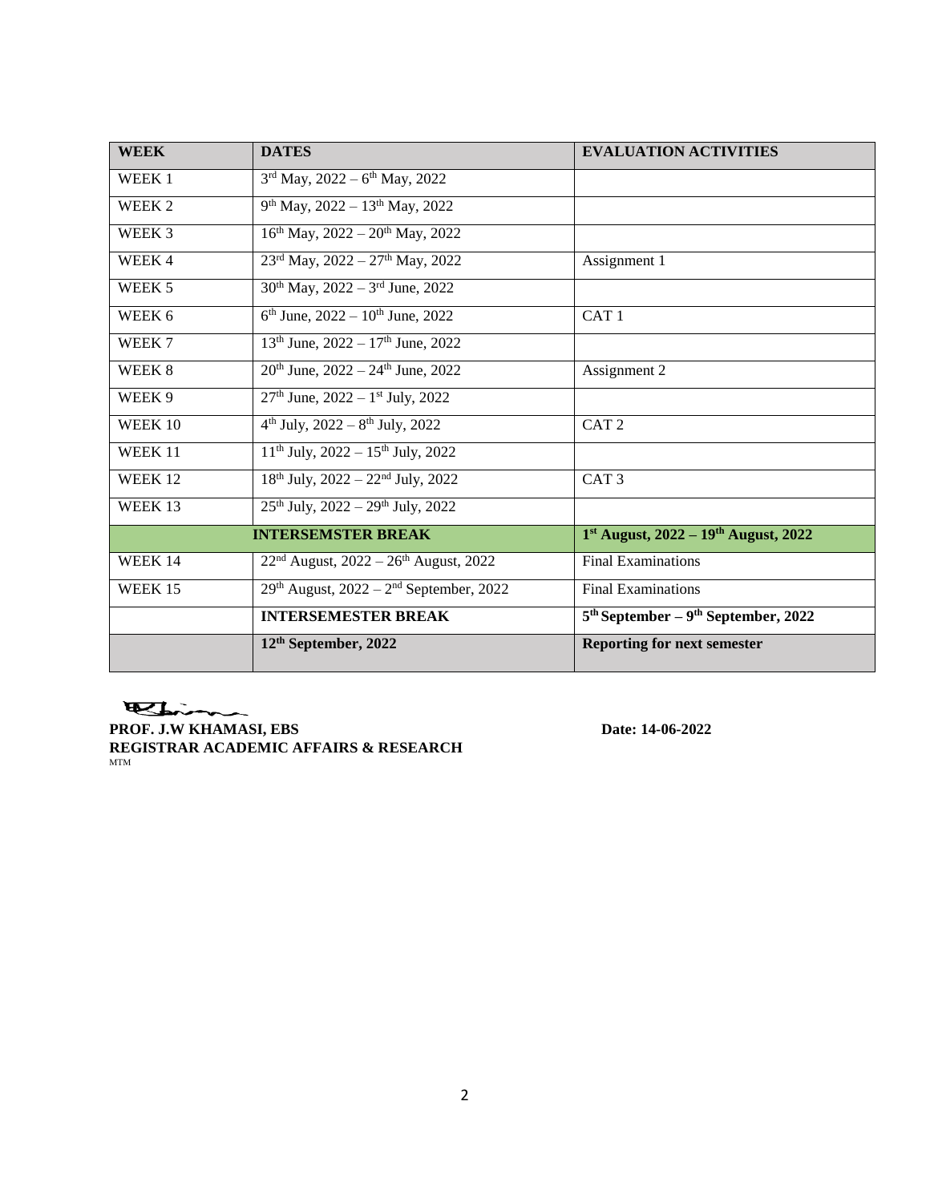| WEEK | DATES | EVALUATION ACTIVITIES |
|---|---|---|
| WEEK 1 | 3rd May, 2022 – 6th May, 2022 | |
| WEEK 2 | 9th May, 2022 – 13th May, 2022 | |
| WEEK 3 | 16th May, 2022 – 20th May, 2022 | |
| WEEK 4 | 23rd May, 2022 – 27th May, 2022 | Assignment 1 |
| WEEK 5 | 30th May, 2022 – 3rd June, 2022 | |
| WEEK 6 | 6th June, 2022 – 10th June, 2022 | CAT 1 |
| WEEK 7 | 13th June, 2022 – 17th June, 2022 | |
| WEEK 8 | 20th June, 2022 – 24th June, 2022 | Assignment 2 |
| WEEK 9 | 27th June, 2022 – 1st July, 2022 | |
| WEEK 10 | 4th July, 2022 – 8th July, 2022 | CAT 2 |
| WEEK 11 | 11th July, 2022 – 15th July, 2022 | |
| WEEK 12 | 18th July, 2022 – 22nd July, 2022 | CAT 3 |
| WEEK 13 | 25th July, 2022 – 29th July, 2022 | |
| **INTERSEMSTER BREAK** | | **1st August, 2022 – 19th August, 2022** |
| WEEK 14 | 22nd August, 2022 – 26th August, 2022 | Final Examinations |
| WEEK 15 | 29th August, 2022 – 2nd September, 2022 | Final Examinations |
| | **INTERSEMESTER BREAK** | **5th September – 9th September, 2022** |
| | **12th September, 2022** | **Reporting for next semester** |

**PROF. J.W KHAMASI, EBS** **Date: 14-06-2022**

**REGISTRAR ACADEMIC AFFAIRS & RESEARCH**

MTM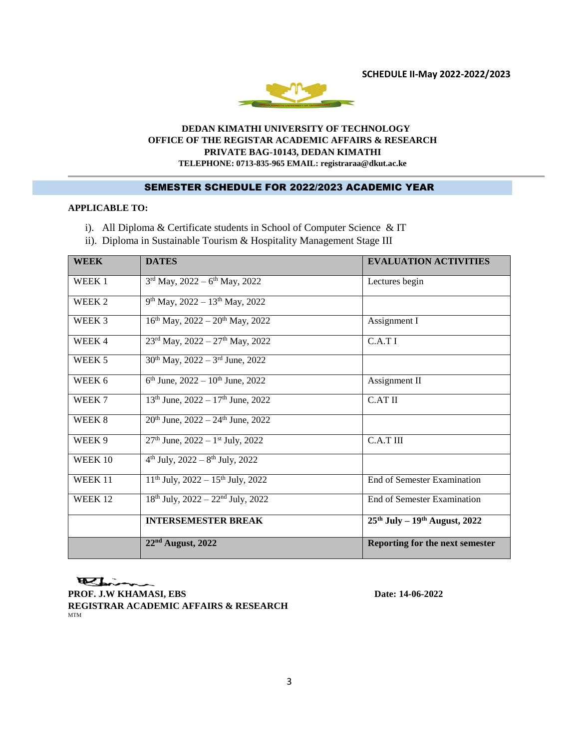**SCHEDULE II-May 2022-2022/2023**

**DEDAN KIMATHI UNIVERSITY OF TECHNOLOGY**
**OFFICE OF THE REGISTAR ACADEMIC AFFAIRS & RESEARCH**
**PRIVATE BAG-10143, DEDAN KIMATHI**
**TELEPHONE: 0713-835-965 EMAIL: registraraa@dkut.ac.ke**

## SEMESTER SCHEDULE FOR 2022/2023 ACADEMIC YEAR

**APPLICABLE TO:**

i). All Diploma & Certificate students in School of Computer Science & IT
ii). Diploma in Sustainable Tourism & Hospitality Management Stage III

| WEEK | DATES | EVALUATION ACTIVITIES |
|---|---|---|
| WEEK 1 | 3rd May, 2022 – 6th May, 2022 | Lectures begin |
| WEEK 2 | 9th May, 2022 – 13th May, 2022 | |
| WEEK 3 | 16th May, 2022 – 20th May, 2022 | Assignment I |
| WEEK 4 | 23rd May, 2022 – 27th May, 2022 | C.A.T I |
| WEEK 5 | 30th May, 2022 – 3rd June, 2022 | |
| WEEK 6 | 6th June, 2022 – 10th June, 2022 | Assignment II |
| WEEK 7 | 13th June, 2022 – 17th June, 2022 | C.AT II |
| WEEK 8 | 20th June, 2022 – 24th June, 2022 | |
| WEEK 9 | 27th June, 2022 – 1st July, 2022 | C.A.T III |
| WEEK 10 | 4th July, 2022 – 8th July, 2022 | |
| WEEK 11 | 11th July, 2022 – 15th July, 2022 | End of Semester Examination |
| WEEK 12 | 18th July, 2022 – 22nd July, 2022 | End of Semester Examination |
| | **INTERSEMESTER BREAK** | **25th July – 19th August, 2022** |
| | **22nd August, 2022** | **Reporting for the next semester** |

**PROF. J.W KHAMASI, EBS** **Date: 14-06-2022**
**REGISTRAR ACADEMIC AFFAIRS & RESEARCH**
MTM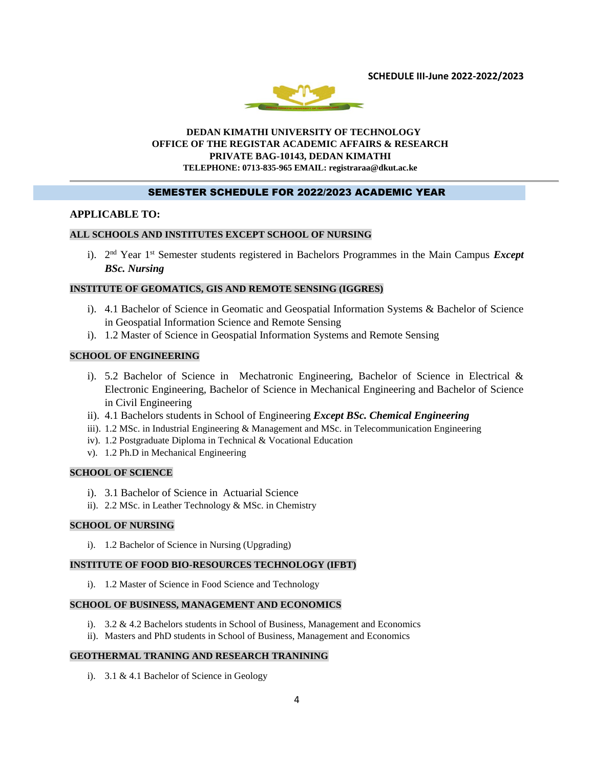**SCHEDULE III-June 2022-2022/2023**

**DEDAN KIMATHI UNIVERSITY OF TECHNOLOGY**
**OFFICE OF THE REGISTAR ACADEMIC AFFAIRS & RESEARCH**
**PRIVATE BAG-10143, DEDAN KIMATHI**
**TELEPHONE: 0713-835-965 EMAIL: registraraa@dkut.ac.ke**

## SEMESTER SCHEDULE FOR 2022/2023 ACADEMIC YEAR

### APPLICABLE TO:

**ALL SCHOOLS AND INSTITUTES EXCEPT SCHOOL OF NURSING**

i). 2nd Year 1st Semester students registered in Bachelors Programmes in the Main Campus ***Except BSc. Nursing***

**INSTITUTE OF GEOMATICS, GIS AND REMOTE SENSING (IGGRES)**

i). 4.1 Bachelor of Science in Geomatic and Geospatial Information Systems & Bachelor of Science in Geospatial Information Science and Remote Sensing
i). 1.2 Master of Science in Geospatial Information Systems and Remote Sensing

**SCHOOL OF ENGINEERING**

i). 5.2 Bachelor of Science in Mechatronic Engineering, Bachelor of Science in Electrical & Electronic Engineering, Bachelor of Science in Mechanical Engineering and Bachelor of Science in Civil Engineering
ii). 4.1 Bachelors students in School of Engineering ***Except BSc. Chemical Engineering***
iii). 1.2 MSc. in Industrial Engineering & Management and MSc. in Telecommunication Engineering
iv). 1.2 Postgraduate Diploma in Technical & Vocational Education
v). 1.2 Ph.D in Mechanical Engineering

**SCHOOL OF SCIENCE**

i). 3.1 Bachelor of Science in Actuarial Science
ii). 2.2 MSc. in Leather Technology & MSc. in Chemistry

**SCHOOL OF NURSING**

i). 1.2 Bachelor of Science in Nursing (Upgrading)

**INSTITUTE OF FOOD BIO-RESOURCES TECHNOLOGY (IFBT)**

i). 1.2 Master of Science in Food Science and Technology

**SCHOOL OF BUSINESS, MANAGEMENT AND ECONOMICS**

i). 3.2 & 4.2 Bachelors students in School of Business, Management and Economics
ii). Masters and PhD students in School of Business, Management and Economics

**GEOTHERMAL TRANING AND RESEARCH TRANINING**

i). 3.1 & 4.1 Bachelor of Science in Geology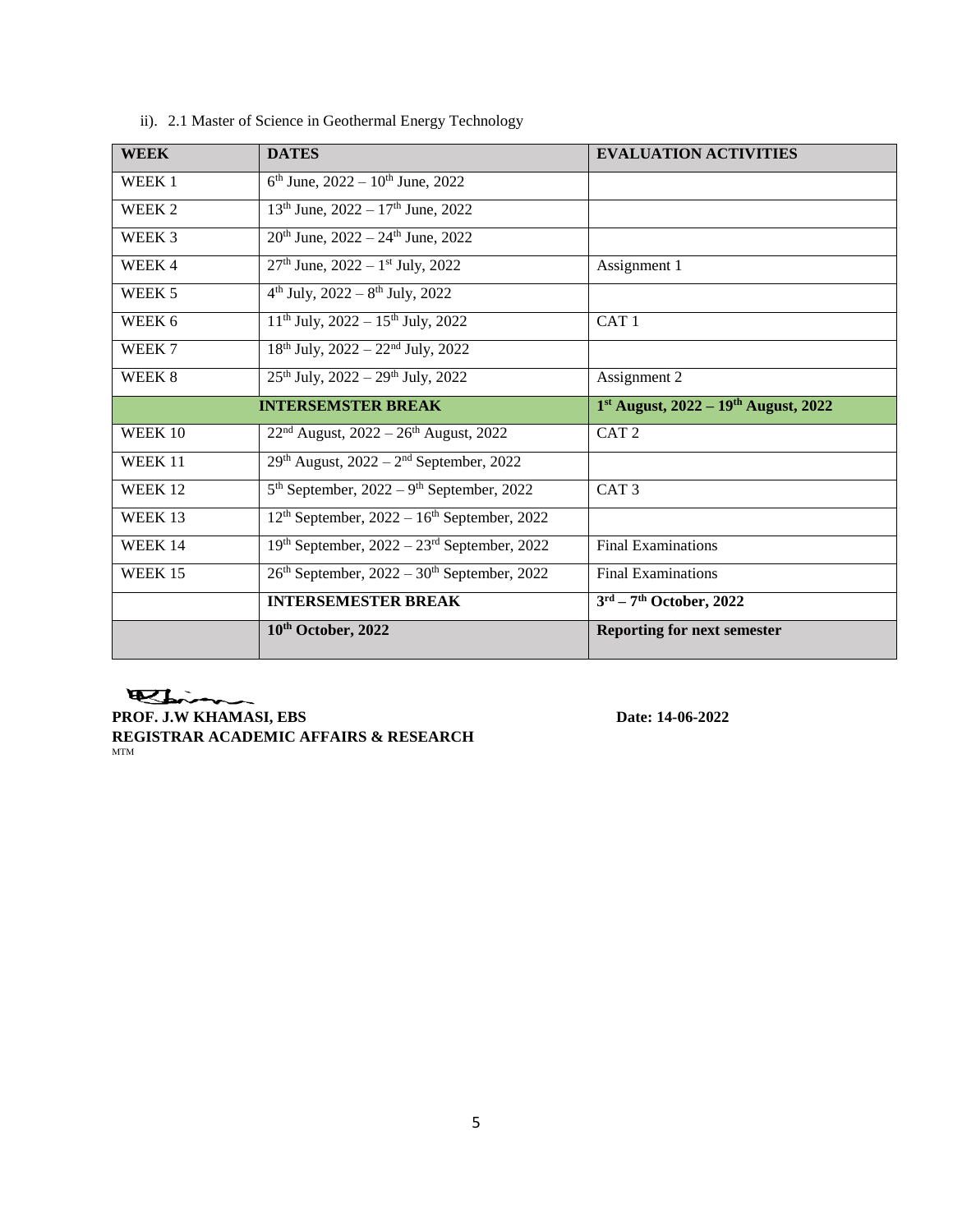ii). 2.1 Master of Science in Geothermal Energy Technology

| WEEK | DATES | EVALUATION ACTIVITIES |
|---|---|---|
| WEEK 1 | 6th June, 2022 – 10th June, 2022 | |
| WEEK 2 | 13th June, 2022 – 17th June, 2022 | |
| WEEK 3 | 20th June, 2022 – 24th June, 2022 | |
| WEEK 4 | 27th June, 2022 – 1st July, 2022 | Assignment 1 |
| WEEK 5 | 4th July, 2022 – 8th July, 2022 | |
| WEEK 6 | 11th July, 2022 – 15th July, 2022 | CAT 1 |
| WEEK 7 | 18th July, 2022 – 22nd July, 2022 | |
| WEEK 8 | 25th July, 2022 – 29th July, 2022 | Assignment 2 |
| **INTERSEMSTER BREAK** | | **1st August, 2022 – 19th August, 2022** |
| WEEK 10 | 22nd August, 2022 – 26th August, 2022 | CAT 2 |
| WEEK 11 | 29th August, 2022 – 2nd September, 2022 | |
| WEEK 12 | 5th September, 2022 – 9th September, 2022 | CAT 3 |
| WEEK 13 | 12th September, 2022 – 16th September, 2022 | |
| WEEK 14 | 19th September, 2022 – 23rd September, 2022 | Final Examinations |
| WEEK 15 | 26th September, 2022 – 30th September, 2022 | Final Examinations |
| | **INTERSEMESTER BREAK** | **3rd – 7th October, 2022** |
| | **10th October, 2022** | **Reporting for next semester** |

**PROF. J.W KHAMASI, EBS** **Date: 14-06-2022**
**REGISTRAR ACADEMIC AFFAIRS & RESEARCH**
MTM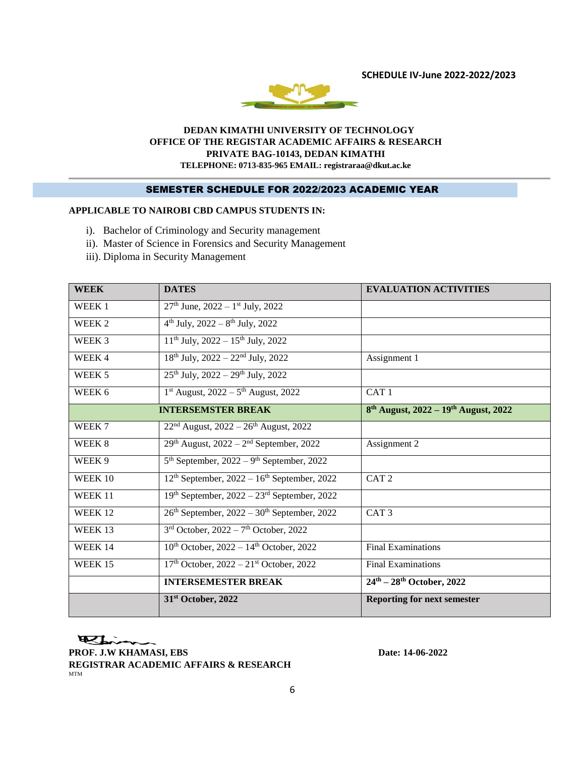**SCHEDULE IV-June 2022-2022/2023**

**DEDAN KIMATHI UNIVERSITY OF TECHNOLOGY**
**OFFICE OF THE REGISTAR ACADEMIC AFFAIRS & RESEARCH**
**PRIVATE BAG-10143, DEDAN KIMATHI**
**TELEPHONE: 0713-835-965 EMAIL: registraraa@dkut.ac.ke**

## SEMESTER SCHEDULE FOR 2022/2023 ACADEMIC YEAR

**APPLICABLE TO NAIROBI CBD CAMPUS STUDENTS IN:**

i). Bachelor of Criminology and Security management
ii). Master of Science in Forensics and Security Management
iii). Diploma in Security Management

| WEEK | DATES | EVALUATION ACTIVITIES |
|---|---|---|
| WEEK 1 | 27th June, 2022 – 1st July, 2022 | |
| WEEK 2 | 4th July, 2022 – 8th July, 2022 | |
| WEEK 3 | 11th July, 2022 – 15th July, 2022 | |
| WEEK 4 | 18th July, 2022 – 22nd July, 2022 | Assignment 1 |
| WEEK 5 | 25th July, 2022 – 29th July, 2022 | |
| WEEK 6 | 1st August, 2022 – 5th August, 2022 | CAT 1 |
| **INTERSEMSTER BREAK** | | **8th August, 2022 – 19th August, 2022** |
| WEEK 7 | 22nd August, 2022 – 26th August, 2022 | |
| WEEK 8 | 29th August, 2022 – 2nd September, 2022 | Assignment 2 |
| WEEK 9 | 5th September, 2022 – 9th September, 2022 | |
| WEEK 10 | 12th September, 2022 – 16th September, 2022 | CAT 2 |
| WEEK 11 | 19th September, 2022 – 23rd September, 2022 | |
| WEEK 12 | 26th September, 2022 – 30th September, 2022 | CAT 3 |
| WEEK 13 | 3rd October, 2022 – 7th October, 2022 | |
| WEEK 14 | 10th October, 2022 – 14th October, 2022 | Final Examinations |
| WEEK 15 | 17th October, 2022 – 21st October, 2022 | Final Examinations |
| | **INTERSEMESTER BREAK** | **24th – 28th October, 2022** |
| | **31st October, 2022** | **Reporting for next semester** |

**PROF. J.W KHAMASI, EBS**
**REGISTRAR ACADEMIC AFFAIRS & RESEARCH**
MTM

**Date: 14-06-2022**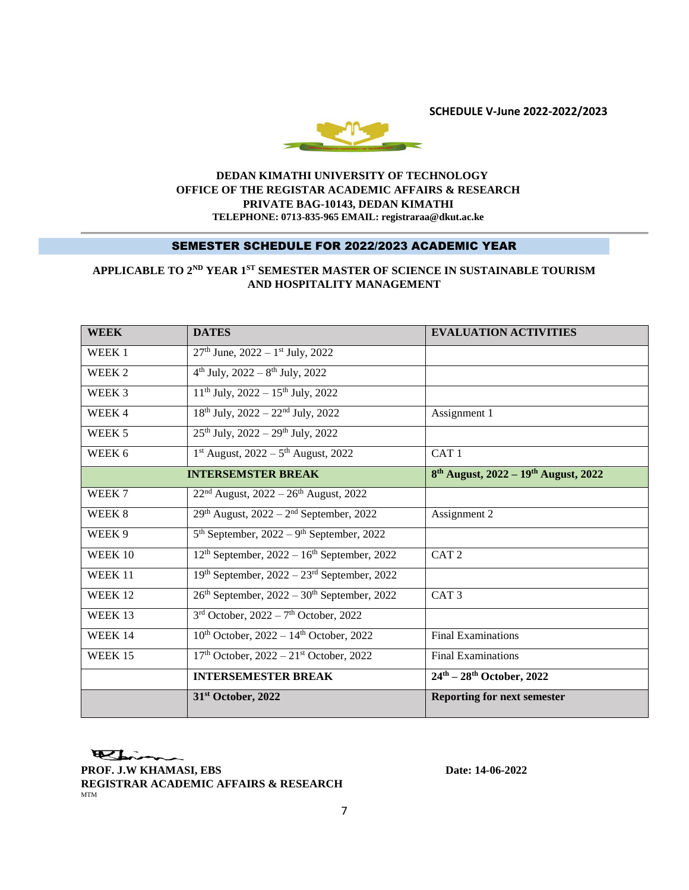**SCHEDULE V-June 2022-2022/2023**

**DEDAN KIMATHI UNIVERSITY OF TECHNOLOGY**
**OFFICE OF THE REGISTAR ACADEMIC AFFAIRS & RESEARCH**
**PRIVATE BAG-10143, DEDAN KIMATHI**
**TELEPHONE: 0713-835-965 EMAIL: registraraa@dkut.ac.ke**

## SEMESTER SCHEDULE FOR 2022/2023 ACADEMIC YEAR

### APPLICABLE TO 2ND YEAR 1ST SEMESTER MASTER OF SCIENCE IN SUSTAINABLE TOURISM AND HOSPITALITY MANAGEMENT

| WEEK | DATES | EVALUATION ACTIVITIES |
|---|---|---|
| WEEK 1 | 27th June, 2022 – 1st July, 2022 | |
| WEEK 2 | 4th July, 2022 – 8th July, 2022 | |
| WEEK 3 | 11th July, 2022 – 15th July, 2022 | |
| WEEK 4 | 18th July, 2022 – 22nd July, 2022 | Assignment 1 |
| WEEK 5 | 25th July, 2022 – 29th July, 2022 | |
| WEEK 6 | 1st August, 2022 – 5th August, 2022 | CAT 1 |
| **INTERSEMSTER BREAK** | | **8th August, 2022 – 19th August, 2022** |
| WEEK 7 | 22nd August, 2022 – 26th August, 2022 | |
| WEEK 8 | 29th August, 2022 – 2nd September, 2022 | Assignment 2 |
| WEEK 9 | 5th September, 2022 – 9th September, 2022 | |
| WEEK 10 | 12th September, 2022 – 16th September, 2022 | CAT 2 |
| WEEK 11 | 19th September, 2022 – 23rd September, 2022 | |
| WEEK 12 | 26th September, 2022 – 30th September, 2022 | CAT 3 |
| WEEK 13 | 3rd October, 2022 – 7th October, 2022 | |
| WEEK 14 | 10th October, 2022 – 14th October, 2022 | Final Examinations |
| WEEK 15 | 17th October, 2022 – 21st October, 2022 | Final Examinations |
| | **INTERSEMESTER BREAK** | **24th – 28th October, 2022** |
| | **31st October, 2022** | **Reporting for next semester** |

**PROF. J.W KHAMASI, EBS**
**REGISTRAR ACADEMIC AFFAIRS & RESEARCH**
MTM

**Date: 14-06-2022**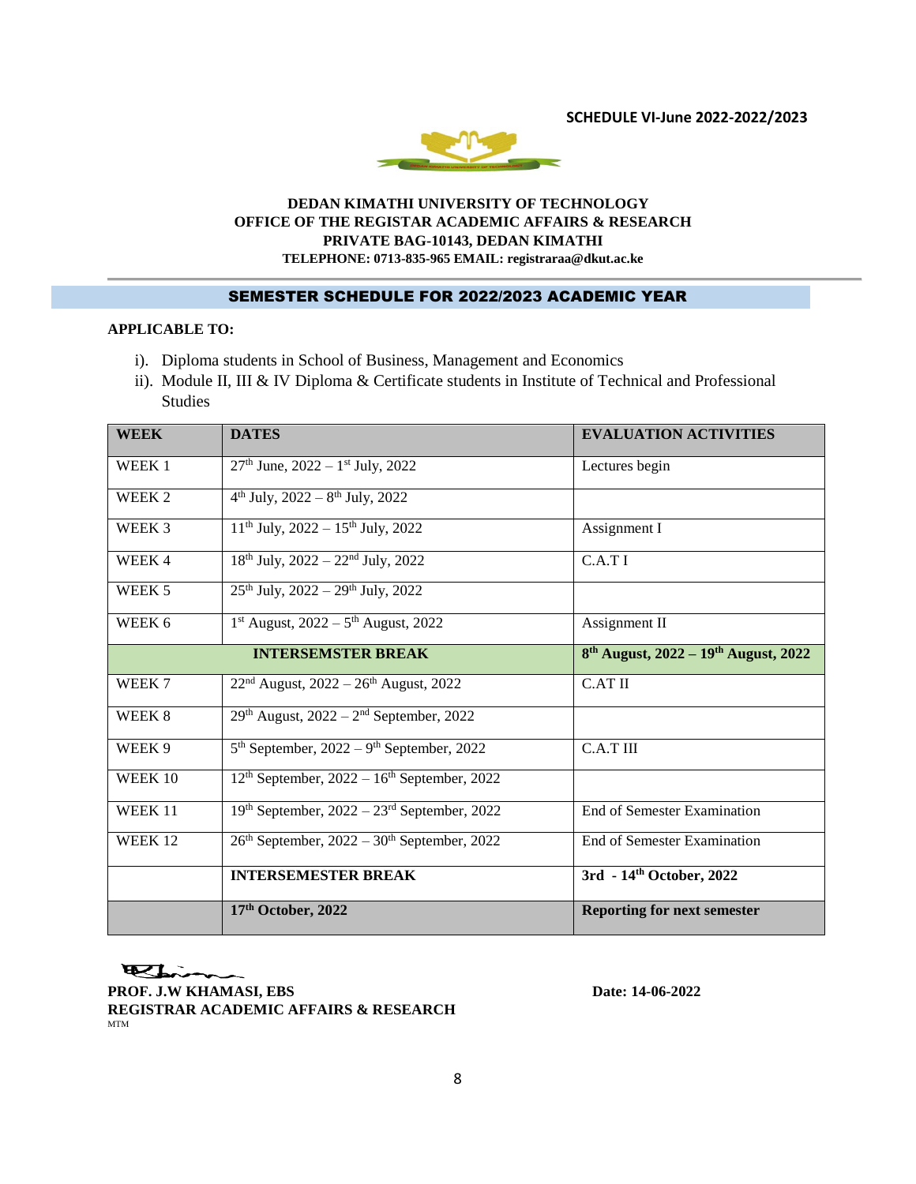**SCHEDULE VI-June 2022-2022/2023**

**DEDAN KIMATHI UNIVERSITY OF TECHNOLOGY**
**OFFICE OF THE REGISTAR ACADEMIC AFFAIRS & RESEARCH**
**PRIVATE BAG-10143, DEDAN KIMATHI**
**TELEPHONE: 0713-835-965 EMAIL: registraraa@dkut.ac.ke**

## SEMESTER SCHEDULE FOR 2022/2023 ACADEMIC YEAR

**APPLICABLE TO:**

i). Diploma students in School of Business, Management and Economics
ii). Module II, III & IV Diploma & Certificate students in Institute of Technical and Professional Studies

| WEEK | DATES | EVALUATION ACTIVITIES |
|---|---|---|
| WEEK 1 | 27th June, 2022 – 1st July, 2022 | Lectures begin |
| WEEK 2 | 4th July, 2022 – 8th July, 2022 | |
| WEEK 3 | 11th July, 2022 – 15th July, 2022 | Assignment I |
| WEEK 4 | 18th July, 2022 – 22nd July, 2022 | C.A.T I |
| WEEK 5 | 25th July, 2022 – 29th July, 2022 | |
| WEEK 6 | 1st August, 2022 – 5th August, 2022 | Assignment II |
| **INTERSEMSTER BREAK** | | **8th August, 2022 – 19th August, 2022** |
| WEEK 7 | 22nd August, 2022 – 26th August, 2022 | C.AT II |
| WEEK 8 | 29th August, 2022 – 2nd September, 2022 | |
| WEEK 9 | 5th September, 2022 – 9th September, 2022 | C.A.T III |
| WEEK 10 | 12th September, 2022 – 16th September, 2022 | |
| WEEK 11 | 19th September, 2022 – 23rd September, 2022 | End of Semester Examination |
| WEEK 12 | 26th September, 2022 – 30th September, 2022 | End of Semester Examination |
| | **INTERSEMESTER BREAK** | **3rd - 14th October, 2022** |
| | **17th October, 2022** | **Reporting for next semester** |

**PROF. J.W KHAMASI, EBS**
**REGISTRAR ACADEMIC AFFAIRS & RESEARCH**
MTM

**Date: 14-06-2022**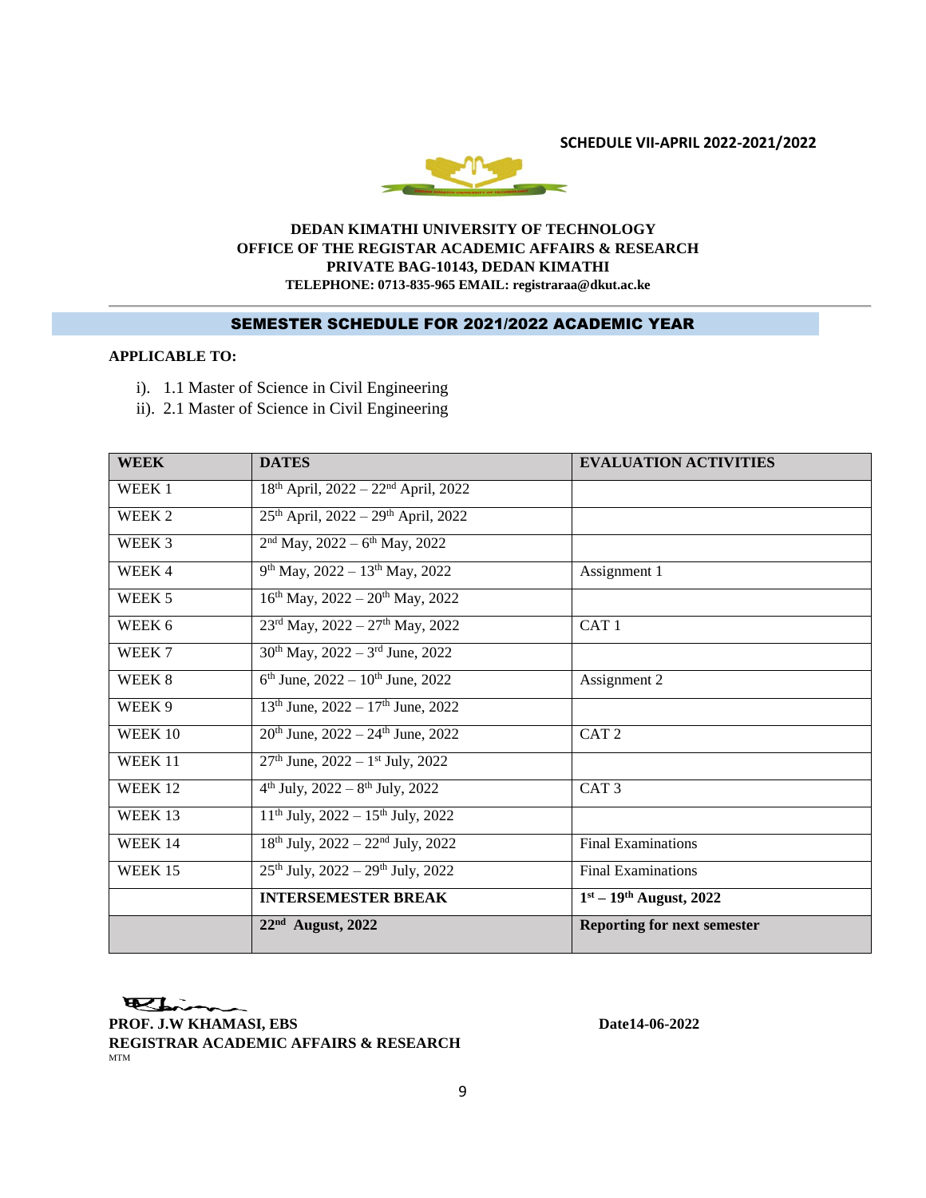**SCHEDULE VII-APRIL 2022-2021/2022**

**DEDAN KIMATHI UNIVERSITY OF TECHNOLOGY**
**OFFICE OF THE REGISTAR ACADEMIC AFFAIRS & RESEARCH**
**PRIVATE BAG-10143, DEDAN KIMATHI**
**TELEPHONE: 0713-835-965 EMAIL: registraraa@dkut.ac.ke**

## SEMESTER SCHEDULE FOR 2021/2022 ACADEMIC YEAR

**APPLICABLE TO:**

i). 1.1 Master of Science in Civil Engineering
ii). 2.1 Master of Science in Civil Engineering

| WEEK | DATES | EVALUATION ACTIVITIES |
|---|---|---|
| WEEK 1 | 18th April, 2022 – 22nd April, 2022 | |
| WEEK 2 | 25th April, 2022 – 29th April, 2022 | |
| WEEK 3 | 2nd May, 2022 – 6th May, 2022 | |
| WEEK 4 | 9th May, 2022 – 13th May, 2022 | Assignment 1 |
| WEEK 5 | 16th May, 2022 – 20th May, 2022 | |
| WEEK 6 | 23rd May, 2022 – 27th May, 2022 | CAT 1 |
| WEEK 7 | 30th May, 2022 – 3rd June, 2022 | |
| WEEK 8 | 6th June, 2022 – 10th June, 2022 | Assignment 2 |
| WEEK 9 | 13th June, 2022 – 17th June, 2022 | |
| WEEK 10 | 20th June, 2022 – 24th June, 2022 | CAT 2 |
| WEEK 11 | 27th June, 2022 – 1st July, 2022 | |
| WEEK 12 | 4th July, 2022 – 8th July, 2022 | CAT 3 |
| WEEK 13 | 11th July, 2022 – 15th July, 2022 | |
| WEEK 14 | 18th July, 2022 – 22nd July, 2022 | Final Examinations |
| WEEK 15 | 25th July, 2022 – 29th July, 2022 | Final Examinations |
| | **INTERSEMESTER BREAK** | **1st – 19th August, 2022** |
| | **22nd August, 2022** | **Reporting for next semester** |

**PROF. J.W KHAMASI, EBS** **Date14-06-2022**
**REGISTRAR ACADEMIC AFFAIRS & RESEARCH**
MTM